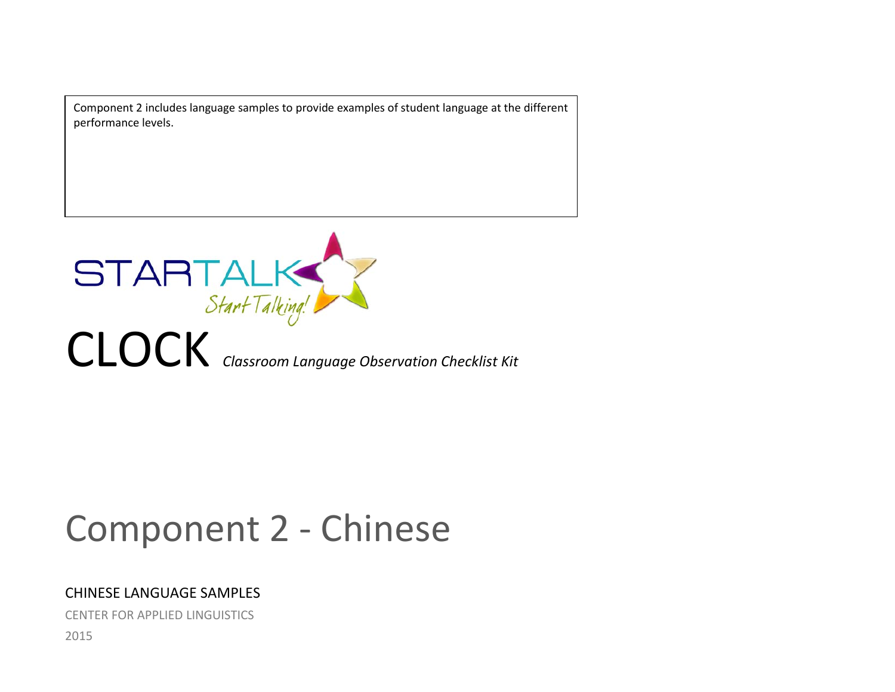Component 2 includes language samples to provide examples of student language at the different performance levels.

STARTALK

*Start Talking!*

# CLOCK *Classroom Language Observation Checklist Kit*

# Component 2 - Chinese

## CHINESE LANGUAGE SAMPLES

CENTER FOR APPLIED LINGUISTICS

2015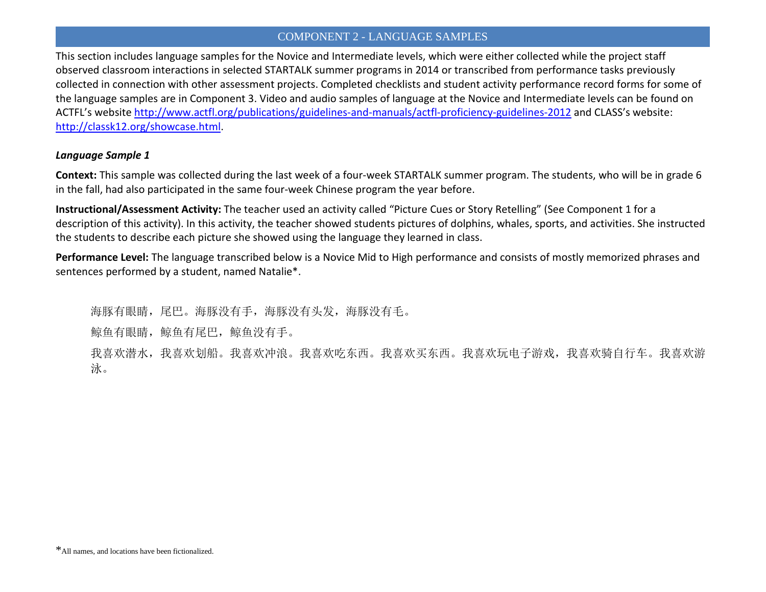## COMPONENT 2 - LANGUAGE SAMPLES

This section includes language samples for the Novice and Intermediate levels, which were either collected while the project staff observed classroom interactions in selected STARTALK summer programs in 2014 or transcribed from performance tasks previously collected in connection with other assessment projects. Completed checklists and student activity performance record forms for some of the language samples are in Component 3. Video and audio samples of language at the Novice and Intermediate levels can be found on ACTFL's website http://www.actfl.org/publications/guidelines-and-manuals/actfl-proficiency-guidelines-2012 and CLASS's website: http://classk12.org/showcase.html.

### *Language Sample 1*

**Context:** This sample was collected during the last week of a four-week STARTALK summer program. The students, who will be in grade 6 in the fall, had also participated in the same four-week Chinese program the year before.

**Instructional/Assessment Activity:** The teacher used an activity called "Picture Cues or Story Retelling" (See Component 1 for a description of this activity). In this activity, the teacher showed students pictures of dolphins, whales, sports, and activities. She instructed the students to describe each picture she showed using the language they learned in class.

**Performance Level:** The language transcribed below is a Novice Mid to High performance and consists of mostly memorized phrases and sentences performed by a student, named Natalie*.

海豚有眼睛，尾巴。海豚没有手，海豚没有头发，海豚没有毛。

鲸鱼有眼睛，鲸鱼有尾巴，鲸鱼没有手。

我喜欢潜水，我喜欢划船。我喜欢冲浪。我喜欢吃东西。我喜欢买东西。我喜欢玩电子游戏，我喜欢骑自行车。我喜欢游泳。

*All names, and locations have been fictionalized.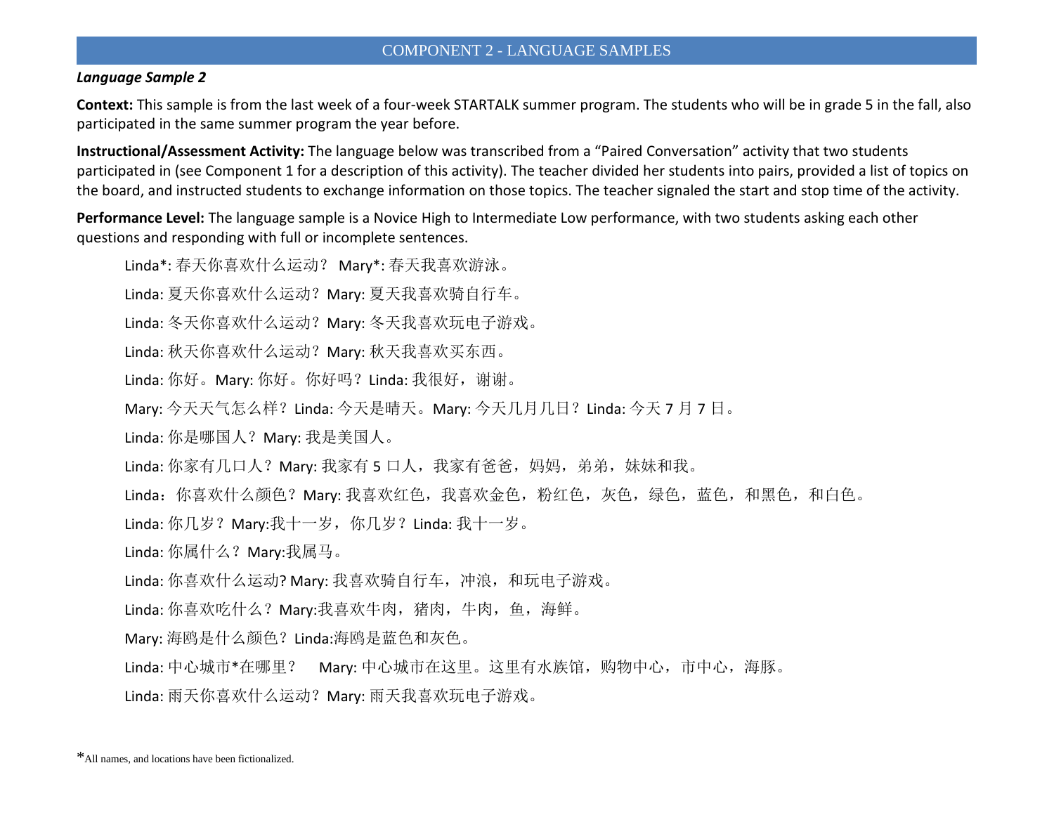## COMPONENT 2 - LANGUAGE SAMPLES

***Language Sample 2***

**Context:** This sample is from the last week of a four-week STARTALK summer program. The students who will be in grade 5 in the fall, also participated in the same summer program the year before.

**Instructional/Assessment Activity:** The language below was transcribed from a "Paired Conversation" activity that two students participated in (see Component 1 for a description of this activity). The teacher divided her students into pairs, provided a list of topics on the board, and instructed students to exchange information on those topics. The teacher signaled the start and stop time of the activity.

**Performance Level:** The language sample is a Novice High to Intermediate Low performance, with two students asking each other questions and responding with full or incomplete sentences.

Linda*: 春天你喜欢什么运动？ Mary*: 春天我喜欢游泳。

Linda: 夏天你喜欢什么运动？Mary: 夏天我喜欢骑自行车。

Linda: 冬天你喜欢什么运动？Mary: 冬天我喜欢玩电子游戏。

Linda: 秋天你喜欢什么运动？Mary: 秋天我喜欢买东西。

Linda: 你好。Mary: 你好。你好吗？Linda: 我很好，谢谢。

Mary: 今天天气怎么样？Linda: 今天是晴天。Mary: 今天几月几日？Linda: 今天 7 月 7 日。

Linda: 你是哪国人？Mary: 我是美国人。

Linda: 你家有几口人？Mary: 我家有 5 口人，我家有爸爸，妈妈，弟弟，妹妹和我。

Linda： 你喜欢什么颜色？Mary: 我喜欢红色，我喜欢金色，粉红色，灰色，绿色，蓝色，和黑色，和白色。

Linda: 你几岁？Mary:我十一岁，你几岁？Linda: 我十一岁。

Linda: 你属什么？Mary:我属马。

Linda: 你喜欢什么运动? Mary: 我喜欢骑自行车，冲浪，和玩电子游戏。

Linda: 你喜欢吃什么？Mary:我喜欢牛肉，猪肉，牛肉，鱼，海鲜。

Mary: 海鸥是什么颜色？Linda:海鸥是蓝色和灰色。

Linda: 中心城市*在哪里？ Mary: 中心城市在这里。这里有水族馆，购物中心，市中心，海豚。

Linda: 雨天你喜欢什么运动？Mary: 雨天我喜欢玩电子游戏。

*All names, and locations have been fictionalized.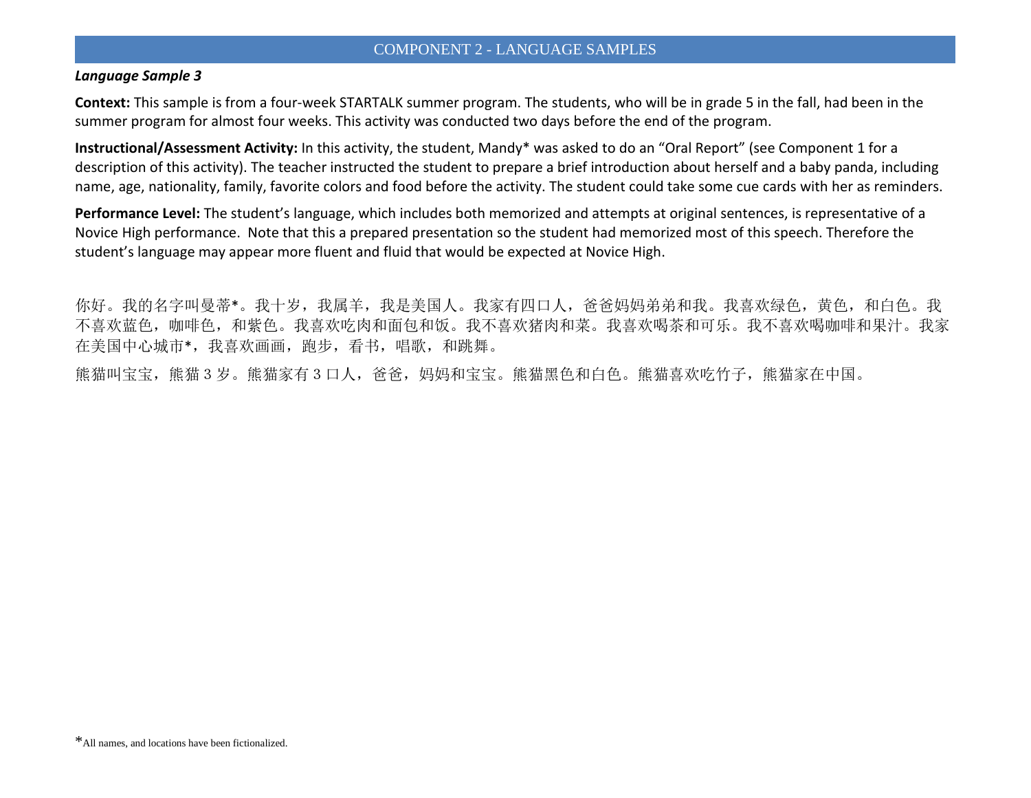## COMPONENT 2 - LANGUAGE SAMPLES

***Language Sample 3***

**Context:** This sample is from a four-week STARTALK summer program. The students, who will be in grade 5 in the fall, had been in the summer program for almost four weeks. This activity was conducted two days before the end of the program.

**Instructional/Assessment Activity:** In this activity, the student, Mandy* was asked to do an "Oral Report" (see Component 1 for a description of this activity). The teacher instructed the student to prepare a brief introduction about herself and a baby panda, including name, age, nationality, family, favorite colors and food before the activity. The student could take some cue cards with her as reminders.

**Performance Level:** The student's language, which includes both memorized and attempts at original sentences, is representative of a Novice High performance. Note that this a prepared presentation so the student had memorized most of this speech. Therefore the student's language may appear more fluent and fluid that would be expected at Novice High.

你好。我的名字叫曼蒂*。我十岁，我属羊，我是美国人。我家有四口人，爸爸妈妈弟弟和我。我喜欢绿色，黄色，和白色。我不喜欢蓝色，咖啡色，和紫色。我喜欢吃肉和面包和饭。我不喜欢猪肉和菜。我喜欢喝茶和可乐。我不喜欢喝咖啡和果汁。我家在美国中心城市*，我喜欢画画，跑步，看书，唱歌，和跳舞。

熊猫叫宝宝，熊猫 3 岁。熊猫家有 3 口人，爸爸，妈妈和宝宝。熊猫黑色和白色。熊猫喜欢吃竹子，熊猫家在中国。

*All names, and locations have been fictionalized.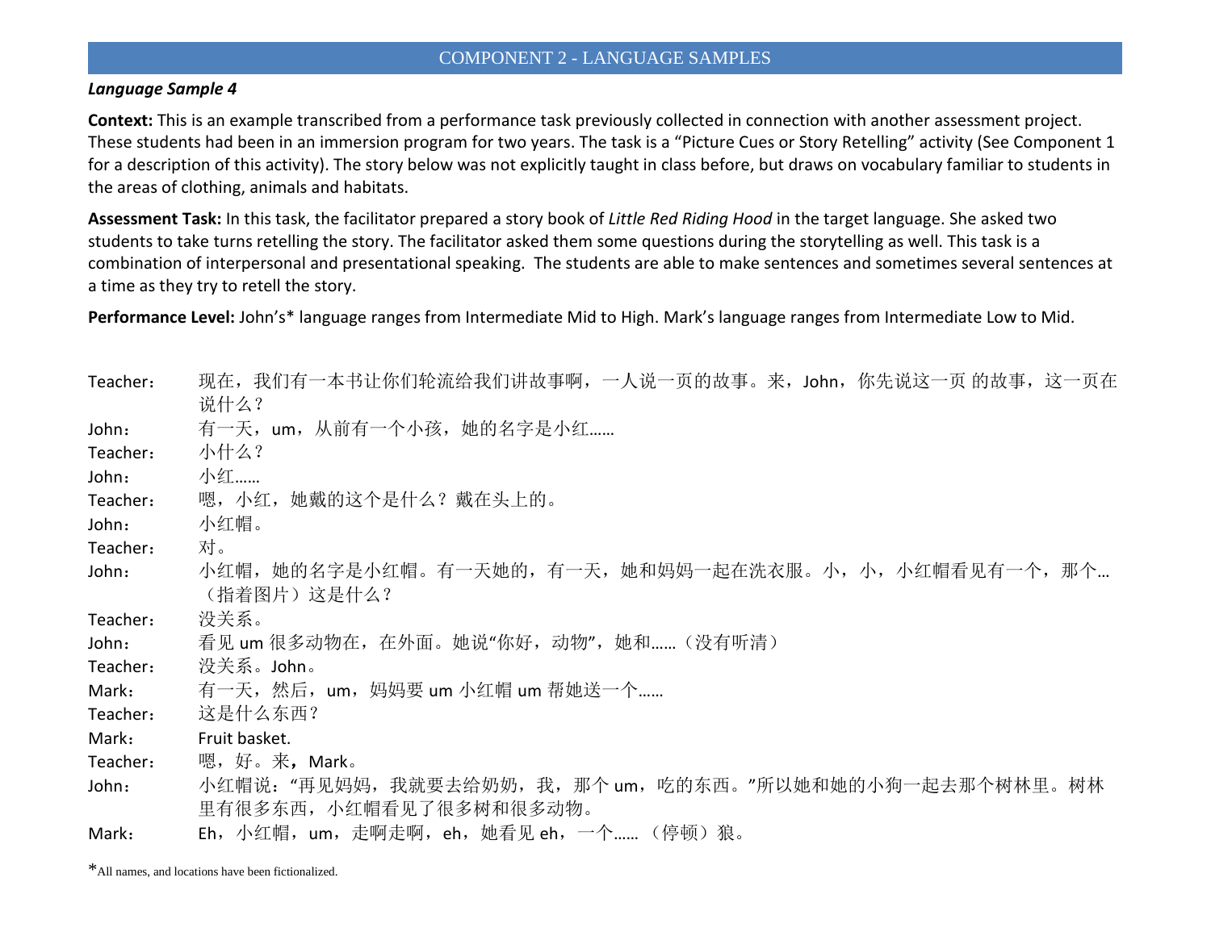## COMPONENT 2 - LANGUAGE SAMPLES

***Language Sample 4***

**Context:** This is an example transcribed from a performance task previously collected in connection with another assessment project. These students had been in an immersion program for two years. The task is a "Picture Cues or Story Retelling" activity (See Component 1 for a description of this activity). The story below was not explicitly taught in class before, but draws on vocabulary familiar to students in the areas of clothing, animals and habitats.

**Assessment Task:** In this task, the facilitator prepared a story book of *Little Red Riding Hood* in the target language. She asked two students to take turns retelling the story. The facilitator asked them some questions during the storytelling as well. This task is a combination of interpersonal and presentational speaking. The students are able to make sentences and sometimes several sentences at a time as they try to retell the story.

**Performance Level:** John's* language ranges from Intermediate Mid to High. Mark's language ranges from Intermediate Low to Mid.

| | |
|---|---|
| Teacher： | 现在，我们有一本书让你们轮流给我们讲故事啊，一人说一页的故事。来，John，你先说这一页 的故事，这一页在说什么？ |
| John： | 有一天，um，从前有一个小孩，她的名字是小红…… |
| Teacher： | 小什么？ |
| John： | 小红…… |
| Teacher： | 嗯，小红，她戴的这个是什么？戴在头上的。 |
| John： | 小红帽。 |
| Teacher： | 对。 |
| John： | 小红帽，她的名字是小红帽。有一天她的，有一天，她和妈妈一起在洗衣服。小，小，小红帽看见有一个，那个…（指着图片）这是什么？ |
| Teacher： | 没关系。 |
| John： | 看见 um 很多动物在，在外面。她说"你好，动物"，她和……（没有听清） |
| Teacher： | 没关系。John。 |
| Mark： | 有一天，然后，um，妈妈要 um 小红帽 um 帮她送一个…… |
| Teacher： | 这是什么东西？ |
| Mark： | Fruit basket. |
| Teacher： | 嗯，好。来，Mark。 |
| John： | 小红帽说："再见妈妈，我就要去给奶奶，我，那个 um，吃的东西。"所以她和她的小狗一起去那个树林里。树林里有很多东西，小红帽看见了很多树和很多动物。 |
| Mark： | Eh，小红帽，um，走啊走啊，eh，她看见 eh，一个……（停顿）狼。 |

*All names, and locations have been fictionalized.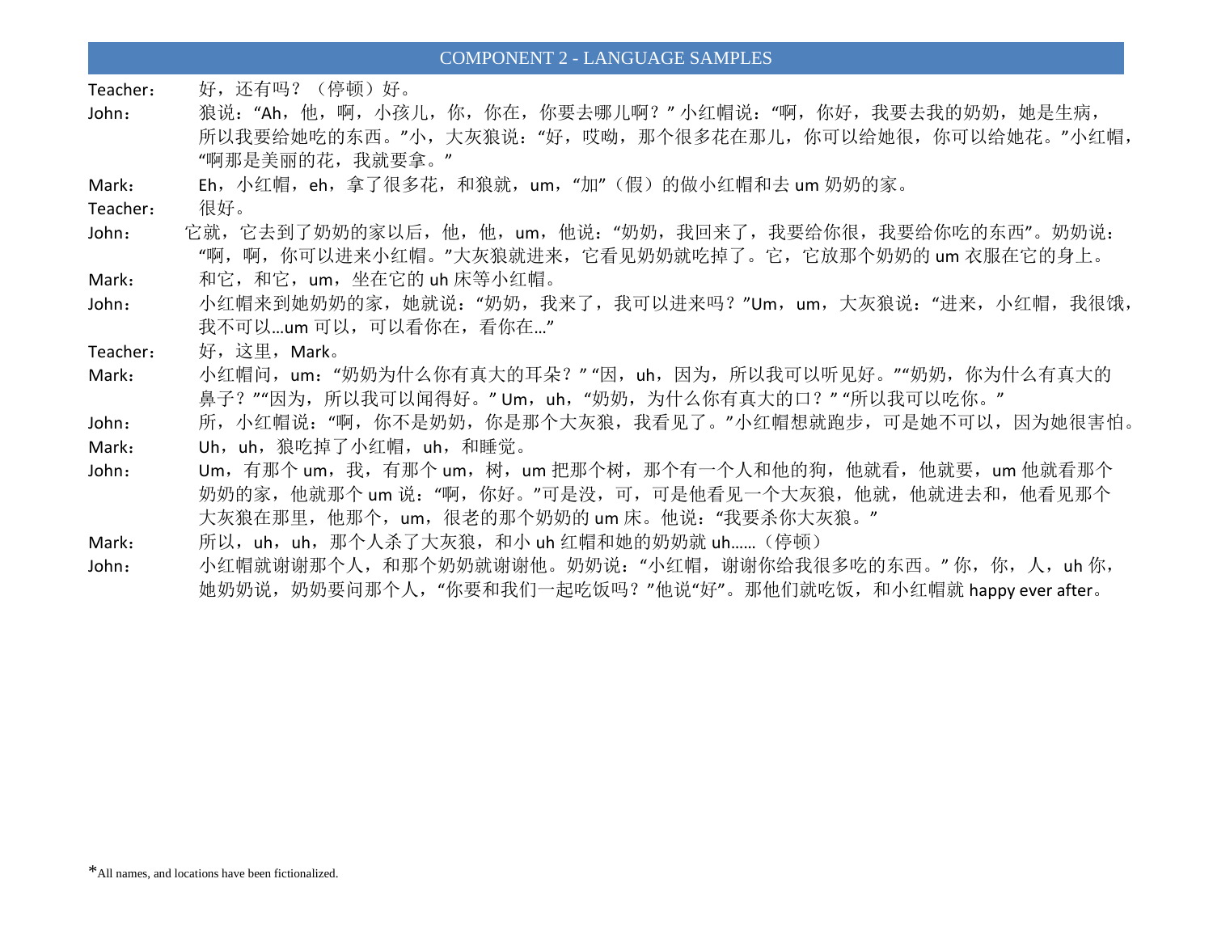## COMPONENT 2 - LANGUAGE SAMPLES

Teacher：　好，还有吗？（停顿）好。

John：　狼说："Ah，他，啊，小孩儿，你，你在，你要去哪儿啊？" 小红帽说："啊，你好，我要去我的奶奶，她是生病，所以我要给她吃的东西。"小，大灰狼说："好，哎呦，那个很多花在那儿，你可以给她很，你可以给她花。"小红帽，"啊那是美丽的花，我就要拿。"

Mark：　Eh，小红帽，eh，拿了很多花，和狼就，um，"加"（假）的做小红帽和去 um 奶奶的家。

Teacher：　很好。

John：　它就，它去到了奶奶的家以后，他，他，um，他说："奶奶，我回来了，我要给你很，我要给你吃的东西"。奶奶说："啊，啊，你可以进来小红帽。"大灰狼就进来，它看见奶奶就吃掉了。它，它放那个奶奶的 um 衣服在它的身上。

Mark：　和它，和它，um，坐在它的 uh 床等小红帽。

John：　小红帽来到她奶奶的家，她就说："奶奶，我来了，我可以进来吗？"Um，um，大灰狼说："进来，小红帽，我很饿，我不可以…um 可以，可以看你在，看你在…"

Teacher：　好，这里，Mark。

Mark：　小红帽问，um："奶奶为什么你有真大的耳朵？" "因，uh，因为，所以我可以听见好。""奶奶，你为什么有真大的鼻子？""因为，所以我可以闻得好。" Um，uh，"奶奶，为什么你有真大的口？" "所以我可以吃你。"

John：　所，小红帽说："啊，你不是奶奶，你是那个大灰狼，我看见了。"小红帽想就跑步，可是她不可以，因为她很害怕。

Mark：　Uh，uh，狼吃掉了小红帽，uh，和睡觉。

John：　Um，有那个 um，我，有那个 um，树，um 把那个树，那个有一个人和他的狗，他就看，他就要，um 他就看那个奶奶的家，他就那个 um 说："啊，你好。"可是没，可，可是他看见一个大灰狼，他就，他就进去和，他看见那个大灰狼在那里，他那个，um，很老的那个奶奶的 um 床。他说："我要杀你大灰狼。"

Mark：　所以，uh，uh，那个人杀了大灰狼，和小 uh 红帽和她的奶奶就 uh……（停顿）

John：　小红帽就谢谢那个人，和那个奶奶就谢谢他。奶奶说："小红帽，谢谢你给我很多吃的东西。" 你，你，人，uh 你，她奶奶说，奶奶要问那个人，"你要和我们一起吃饭吗？"他说"好"。那他们就吃饭，和小红帽就 happy ever after。

*All names, and locations have been fictionalized.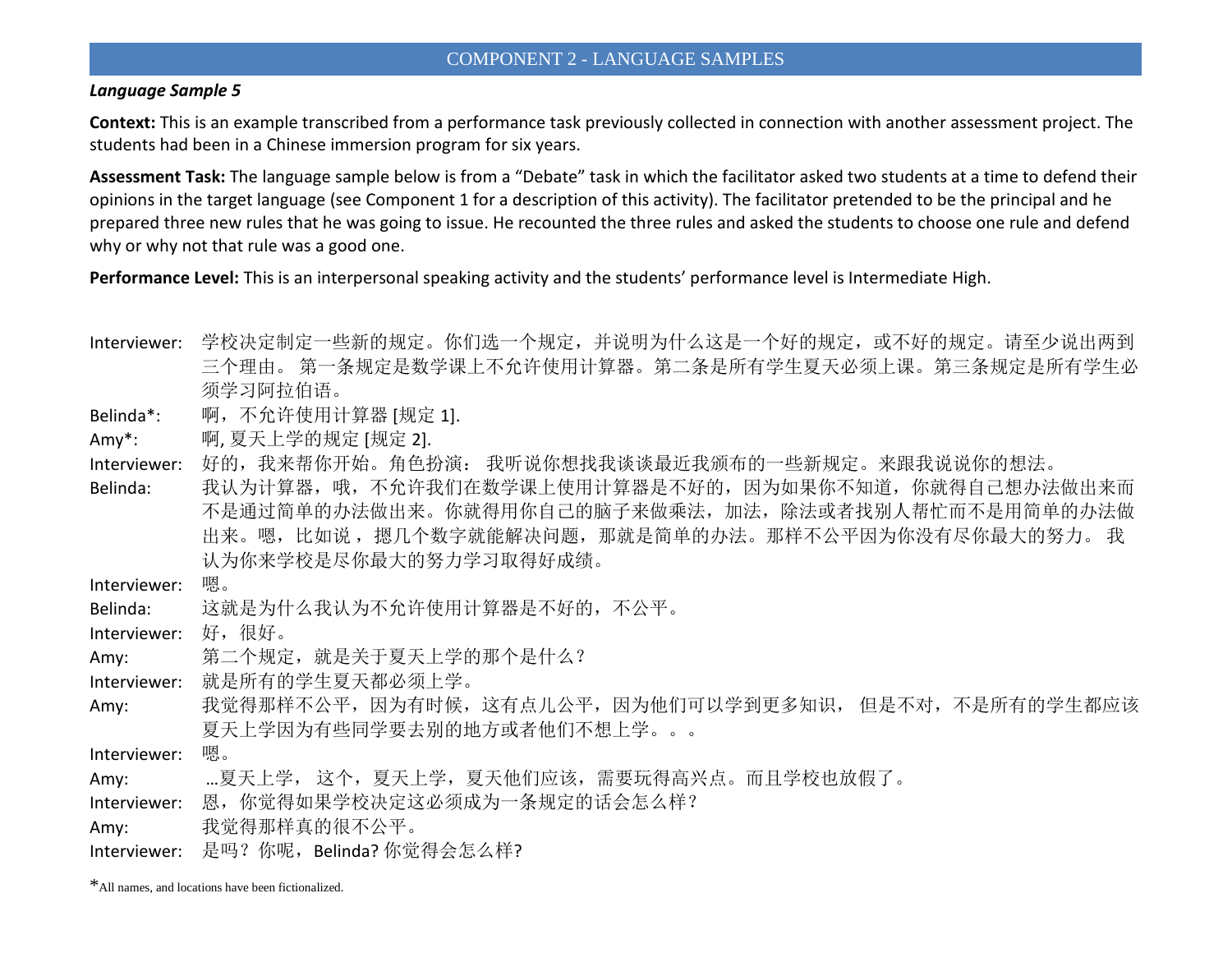## COMPONENT 2 - LANGUAGE SAMPLES

***Language Sample 5***

**Context:** This is an example transcribed from a performance task previously collected in connection with another assessment project. The students had been in a Chinese immersion program for six years.

**Assessment Task:** The language sample below is from a "Debate" task in which the facilitator asked two students at a time to defend their opinions in the target language (see Component 1 for a description of this activity). The facilitator pretended to be the principal and he prepared three new rules that he was going to issue. He recounted the three rules and asked the students to choose one rule and defend why or why not that rule was a good one.

**Performance Level:** This is an interpersonal speaking activity and the students' performance level is Intermediate High.

Interviewer: 学校决定制定一些新的规定。你们选一个规定，并说明为什么这是一个好的规定，或不好的规定。请至少说出两到三个理由。 第一条规定是数学课上不允许使用计算器。第二条是所有学生夏天必须上课。第三条规定是所有学生必须学习阿拉伯语。

Belinda*: 啊，不允许使用计算器 [规定 1].

Amy*: 啊, 夏天上学的规定 [规定 2].

Interviewer: 好的，我来帮你开始。角色扮演： 我听说你想找我谈谈最近我颁布的一些新规定。来跟我说说你的想法。

Belinda: 我认为计算器，哦，不允许我们在数学课上使用计算器是不好的，因为如果你不知道，你就得自己想办法做出来而不是通过简单的办法做出来。你就得用你自己的脑子来做乘法，加法，除法或者找别人帮忙而不是用简单的办法做出来。嗯，比如说， 摁几个数字就能解决问题，那就是简单的办法。那样不公平因为你没有尽你最大的努力。 我认为你来学校是尽你最大的努力学习取得好成绩。

Interviewer: 嗯。

Belinda: 这就是为什么我认为不允许使用计算器是不好的，不公平。

Interviewer: 好，很好。

Amy: 第二个规定，就是关于夏天上学的那个是什么？

Interviewer: 就是所有的学生夏天都必须上学。

Amy: 我觉得那样不公平，因为有时候，这有点儿公平，因为他们可以学到更多知识， 但是不对，不是所有的学生都应该夏天上学因为有些同学要去别的地方或者他们不想上学。。。

Interviewer: 嗯。

Amy: …夏天上学， 这个，夏天上学，夏天他们应该，需要玩得高兴点。而且学校也放假了。

Interviewer: 恩，你觉得如果学校决定这必须成为一条规定的话会怎么样？

Amy: 我觉得那样真的很不公平。

Interviewer: 是吗？你呢，Belinda? 你觉得会怎么样?

*All names, and locations have been fictionalized.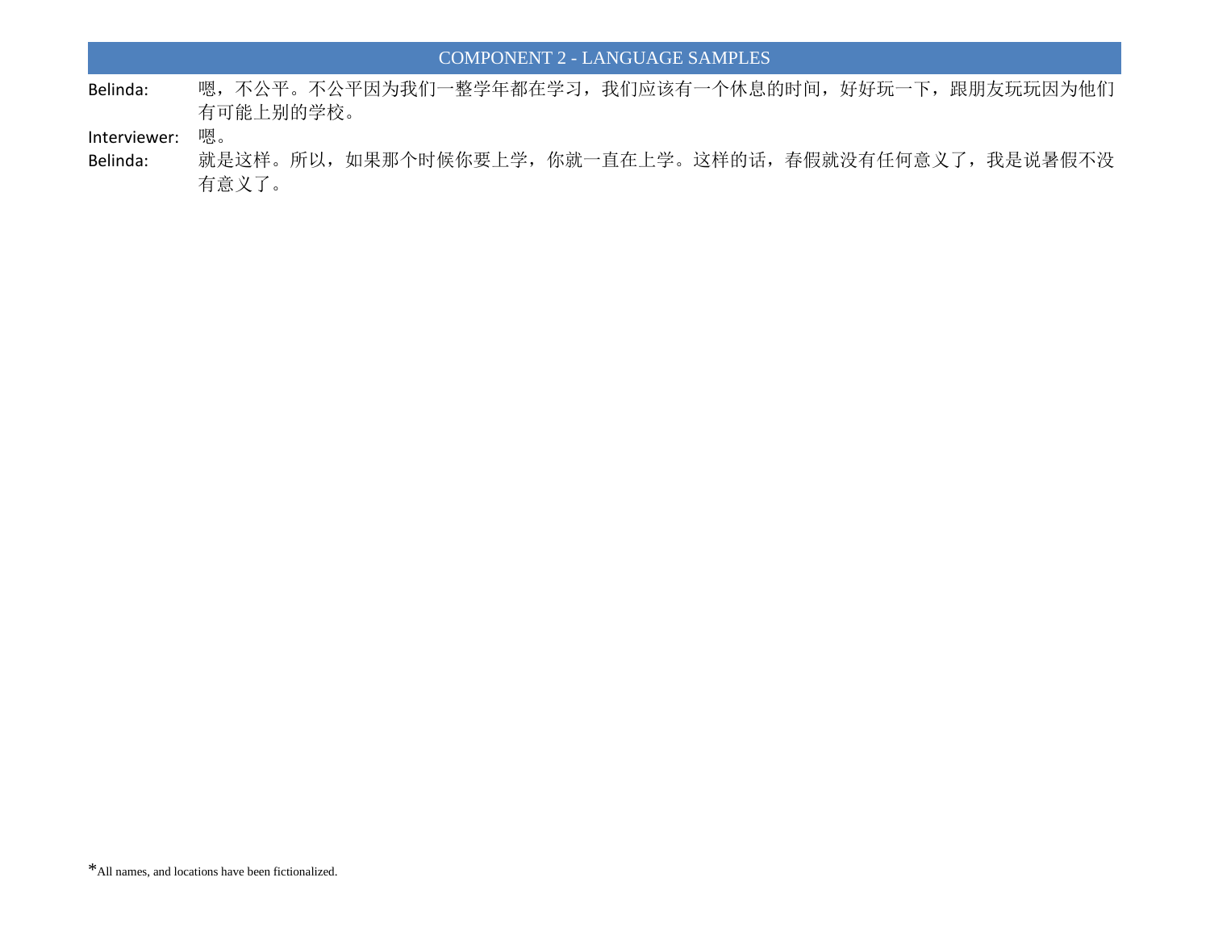## COMPONENT 2 - LANGUAGE SAMPLES

| | |
|---|---|
| Belinda: | 嗯，不公平。不公平因为我们一整学年都在学习，我们应该有一个休息的时间，好好玩一下，跟朋友玩玩因为他们有可能上别的学校。 |
| Interviewer: | 嗯。 |
| Belinda: | 就是这样。所以，如果那个时候你要上学，你就一直在上学。这样的话，春假就没有任何意义了，我是说暑假不没有意义了。 |

*All names, and locations have been fictionalized.